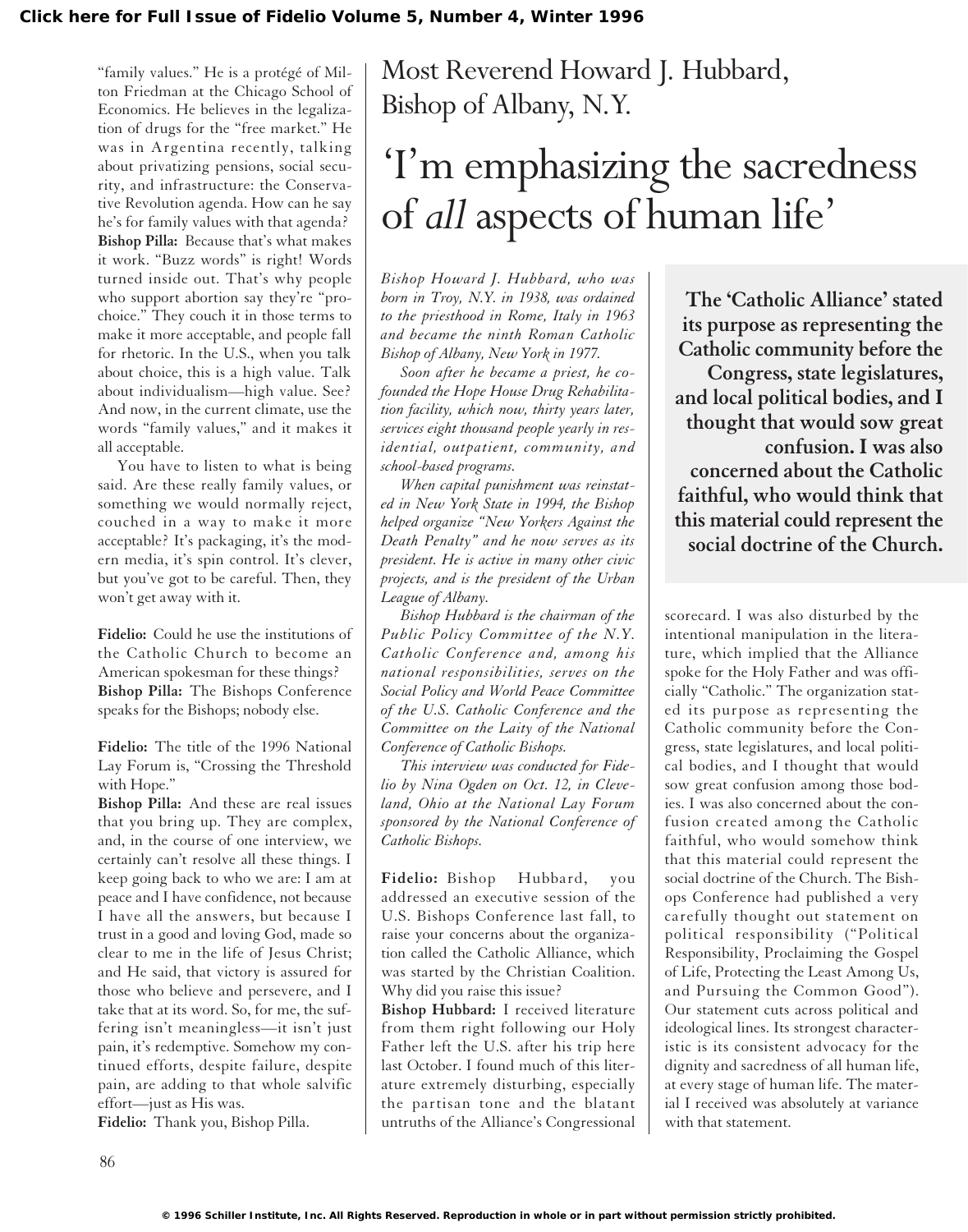"family values." He is a protégé of Milton Friedman at the Chicago School of Economics. He believes in the legalization of drugs for the "free market." He was in Argentina recently, talking about privatizing pensions, social security, and infrastructure: the Conservative Revolution agenda. How can he say he's for family values with that agenda?

**Bishop Pilla:** Because that's what makes it work. "Buzz words" is right! Words turned inside out. That's why people who support abortion say they're "pro-choice." They couch it in those terms to make it more acceptable, and people fall for rhetoric. In the U.S., when you talk about choice, this is a high value. Talk about individualism—high value. See? And now, in the current climate, use the words "family values," and it makes it all acceptable.

You have to listen to what is being said. Are these really family values, or something we would normally reject, couched in a way to make it more acceptable? It's packaging, it's the modern media, it's spin control. It's clever, but you've got to be careful. Then, they won't get away with it.

**Fidelio:** Could he use the institutions of the Catholic Church to become an American spokesman for these things?

**Bishop Pilla:** The Bishops Conference speaks for the Bishops; nobody else.

**Fidelio:** The title of the 1996 National Lay Forum is, "Crossing the Threshold with Hope."

**Bishop Pilla:** And these are real issues that you bring up. They are complex, and, in the course of one interview, we certainly can't resolve all these things. I keep going back to who we are: I am at peace and I have confidence, not because I have all the answers, but because I trust in a good and loving God, made so clear to me in the life of Jesus Christ; and He said, that victory is assured for those who believe and persevere, and I take that at its word. So, for me, the suffering isn't meaningless—it isn't just pain, it's redemptive. Somehow my continued efforts, despite failure, despite pain, are adding to that whole salvific effort—just as His was.

**Fidelio:** Thank you, Bishop Pilla.

## Most Reverend Howard J. Hubbard, Bishop of Albany, N.Y.

# 'I'm emphasizing the sacredness of *all* aspects of human life'

*Bishop Howard J. Hubbard, who was born in Troy, N.Y. in 1938, was ordained to the priesthood in Rome, Italy in 1963 and became the ninth Roman Catholic Bishop of Albany, New York in 1977.*

*Soon after he became a priest, he co-founded the Hope House Drug Rehabilitation facility, which now, thirty years later, services eight thousand people yearly in residential, outpatient, community, and school-based programs.*

*When capital punishment was reinstated in New York State in 1994, the Bishop helped organize "New Yorkers Against the Death Penalty" and he now serves as its president. He is active in many other civic projects, and is the president of the Urban League of Albany.*

*Bishop Hubbard is the chairman of the Public Policy Committee of the N.Y. Catholic Conference and, among his national responsibilities, serves on the Social Policy and World Peace Committee of the U.S. Catholic Conference and the Committee on the Laity of the National Conference of Catholic Bishops.*

*This interview was conducted for Fidelio by Nina Ogden on Oct. 12, in Cleveland, Ohio at the National Lay Forum sponsored by the National Conference of Catholic Bishops.*

**The 'Catholic Alliance' stated its purpose as representing the Catholic community before the Congress, state legislatures, and local political bodies, and I thought that would sow great confusion. I was also concerned about the Catholic faithful, who would think that this material could represent the social doctrine of the Church.**

**Fidelio:** Bishop Hubbard, you addressed an executive session of the U.S. Bishops Conference last fall, to raise your concerns about the organization called the Catholic Alliance, which was started by the Christian Coalition. Why did you raise this issue?

**Bishop Hubbard:** I received literature from them right following our Holy Father left the U.S. after his trip here last October. I found much of this literature extremely disturbing, especially the partisan tone and the blatant untruths of the Alliance's Congressional scorecard. I was also disturbed by the intentional manipulation in the literature, which implied that the Alliance spoke for the Holy Father and was officially "Catholic." The organization stated its purpose as representing the Catholic community before the Congress, state legislatures, and local political bodies, and I thought that would sow great confusion among those bodies. I was also concerned about the confusion created among the Catholic faithful, who would somehow think that this material could represent the social doctrine of the Church. The Bishops Conference had published a very carefully thought out statement on political responsibility ("Political Responsibility, Proclaiming the Gospel of Life, Protecting the Least Among Us, and Pursuing the Common Good"). Our statement cuts across political and ideological lines. Its strongest characteristic is its consistent advocacy for the dignity and sacredness of all human life, at every stage of human life. The material I received was absolutely at variance with that statement.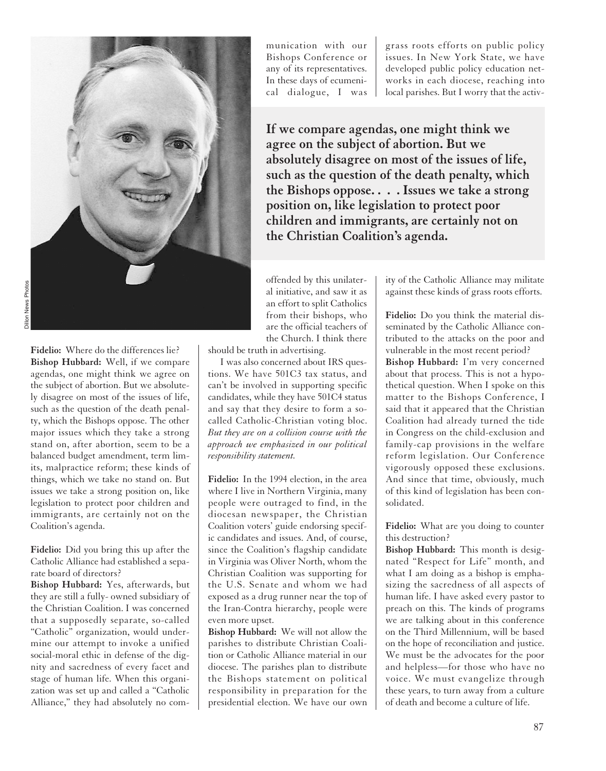**Fidelio:** Where do the differences lie?

**Bishop Hubbard:** Well, if we compare agendas, one might think we agree on the subject of abortion. But we absolutely disagree on most of the issues of life, such as the question of the death penalty, which the Bishops oppose. The other major issues which they take a strong stand on, after abortion, seem to be a balanced budget amendment, term limits, malpractice reform; these kinds of things, which we take no stand on. But issues we take a strong position on, like legislation to protect poor children and immigrants, are certainly not on the Coalition's agenda.

**Fidelio:** Did you bring this up after the Catholic Alliance had established a separate board of directors?

**Bishop Hubbard:** Yes, afterwards, but they are still a fully- owned subsidiary of the Christian Coalition. I was concerned that a supposedly separate, so-called "Catholic" organization, would undermine our attempt to invoke a unified social-moral ethic in defense of the dignity and sacredness of every facet and stage of human life. When this organization was set up and called a "Catholic Alliance," they had absolutely no communication with our Bishops Conference or any of its representatives. In these days of ecumenical dialogue, I was offended by this unilateral initiative, and saw it as an effort to split Catholics from their bishops, who are the official teachers of the Church. I think there should be truth in advertising.

I was also concerned about IRS questions. We have 501C3 tax status, and can't be involved in supporting specific candidates, while they have 501C4 status and say that they desire to form a so-called Catholic-Christian voting bloc. *But they are on a collision course with the approach we emphasized in our political responsibility statement.*

**If we compare agendas, one might think we agree on the subject of abortion. But we absolutely disagree on most of the issues of life, such as the question of the death penalty, which the Bishops oppose. . . . Issues we take a strong position on, like legislation to protect poor children and immigrants, are certainly not on the Christian Coalition's agenda.**

**Fidelio:** In the 1994 election, in the area where I live in Northern Virginia, many people were outraged to find, in the diocesan newspaper, the Christian Coalition voters' guide endorsing specific candidates and issues. And, of course, since the Coalition's flagship candidate in Virginia was Oliver North, whom the Christian Coalition was supporting for the U.S. Senate and whom we had exposed as a drug runner near the top of the Iran-Contra hierarchy, people were even more upset.

**Bishop Hubbard:** We will not allow the parishes to distribute Christian Coalition or Catholic Alliance material in our diocese. The parishes plan to distribute the Bishops statement on political responsibility in preparation for the presidential election. We have our own grass roots efforts on public policy issues. In New York State, we have developed public policy education networks in each diocese, reaching into local parishes. But I worry that the activity of the Catholic Alliance may militate against these kinds of grass roots efforts.

**Fidelio:** Do you think the material disseminated by the Catholic Alliance contributed to the attacks on the poor and vulnerable in the most recent period?

**Bishop Hubbard:** I'm very concerned about that process. This is not a hypothetical question. When I spoke on this matter to the Bishops Conference, I said that it appeared that the Christian Coalition had already turned the tide in Congress on the child-exclusion and family-cap provisions in the welfare reform legislation. Our Conference vigorously opposed these exclusions. And since that time, obviously, much of this kind of legislation has been consolidated.

**Fidelio:** What are you doing to counter this destruction?

**Bishop Hubbard:** This month is designated "Respect for Life" month, and what I am doing as a bishop is emphasizing the sacredness of all aspects of human life. I have asked every pastor to preach on this. The kinds of programs we are talking about in this conference on the Third Millennium, will be based on the hope of reconciliation and justice. We must be the advocates for the poor and helpless—for those who have no voice. We must evangelize through these years, to turn away from a culture of death and become a culture of life.